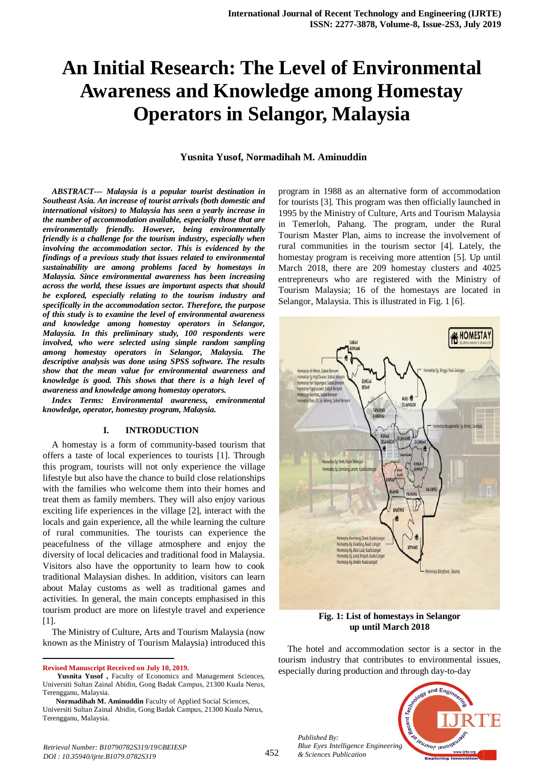# An Initial Research: The Level of Environmental Awareness and Knowledge among Homestay Operators in Selangor, Malaysia

**Yusnita Yusof, Normadihah M. Aminuddin**

***ABSTRACT--- Malaysia is a popular tourist destination in Southeast Asia. An increase of tourist arrivals (both domestic and international visitors) to Malaysia has seen a yearly increase in the number of accommodation available, especially those that are environmentally friendly. However, being environmentally friendly is a challenge for the tourism industry, especially when involving the accommodation sector. This is evidenced by the findings of a previous study that issues related to environmental sustainability are among problems faced by homestays in Malaysia. Since environmental awareness has been increasing across the world, these issues are important aspects that should be explored, especially relating to the tourism industry and specifically in the accommodation sector. Therefore, the purpose of this study is to examine the level of environmental awareness and knowledge among homestay operators in Selangor, Malaysia. In this preliminary study, 100 respondents were involved, who were selected using simple random sampling among homestay operators in Selangor, Malaysia. The descriptive analysis was done using SPSS software. The results show that the mean value for environmental awareness and knowledge is good. This shows that there is a high level of awareness and knowledge among homestay operators.***

***Index Terms: Environmental awareness, environmental knowledge, operator, homestay program, Malaysia.***

## I. INTRODUCTION

A homestay is a form of community-based tourism that offers a taste of local experiences to tourists [1]. Through this program, tourists will not only experience the village lifestyle but also have the chance to build close relationships with the families who welcome them into their homes and treat them as family members. They will also enjoy various exciting life experiences in the village [2], interact with the locals and gain experience, all the while learning the culture of rural communities. The tourists can experience the peacefulness of the village atmosphere and enjoy the diversity of local delicacies and traditional food in Malaysia. Visitors also have the opportunity to learn how to cook traditional Malaysian dishes. In addition, visitors can learn about Malay customs as well as traditional games and activities. In general, the main concepts emphasised in this tourism product are more on lifestyle travel and experience [1].

The Ministry of Culture, Arts and Tourism Malaysia (now known as the Ministry of Tourism Malaysia) introduced this program in 1988 as an alternative form of accommodation for tourists [3]. This program was then officially launched in 1995 by the Ministry of Culture, Arts and Tourism Malaysia in Temerloh, Pahang. The program, under the Rural Tourism Master Plan, aims to increase the involvement of rural communities in the tourism sector [4]. Lately, the homestay program is receiving more attention [5]. Up until March 2018, there are 209 homestay clusters and 4025 entrepreneurs who are registered with the Ministry of Tourism Malaysia; 16 of the homestays are located in Selangor, Malaysia. This is illustrated in Fig. 1 [6].

**Fig. 1: List of homestays in Selangor up until March 2018**

The hotel and accommodation sector is a sector in the tourism industry that contributes to environmental issues, especially during production and through day-to-day

---

**Revised Manuscript Received on July 10, 2019.**

**Yusnita Yusof ,** Faculty of Economics and Management Sciences, Universiti Sultan Zainal Abidin, Gong Badak Campus, 21300 Kuala Nerus, Terengganu, Malaysia.

**Normadihah M. Aminuddin** Faculty of Applied Social Sciences, Universiti Sultan Zainal Abidin, Gong Badak Campus, 21300 Kuala Nerus, Terengganu, Malaysia.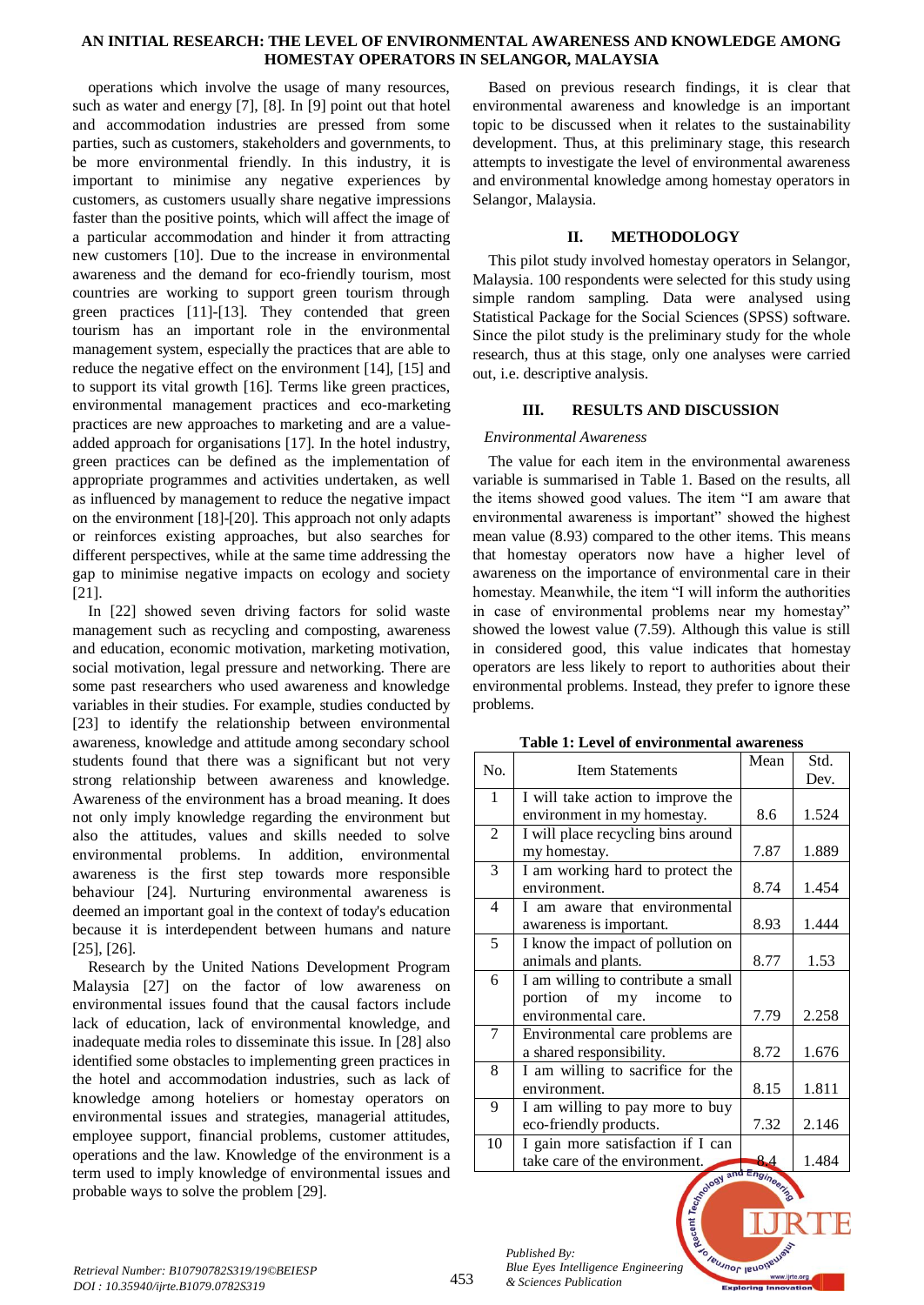operations which involve the usage of many resources, such as water and energy [7], [8]. In [9] point out that hotel and accommodation industries are pressed from some parties, such as customers, stakeholders and governments, to be more environmental friendly. In this industry, it is important to minimise any negative experiences by customers, as customers usually share negative impressions faster than the positive points, which will affect the image of a particular accommodation and hinder it from attracting new customers [10]. Due to the increase in environmental awareness and the demand for eco-friendly tourism, most countries are working to support green tourism through green practices [11]-[13]. They contended that green tourism has an important role in the environmental management system, especially the practices that are able to reduce the negative effect on the environment [14], [15] and to support its vital growth [16]. Terms like green practices, environmental management practices and eco-marketing practices are new approaches to marketing and are a value-added approach for organisations [17]. In the hotel industry, green practices can be defined as the implementation of appropriate programmes and activities undertaken, as well as influenced by management to reduce the negative impact on the environment [18]-[20]. This approach not only adapts or reinforces existing approaches, but also searches for different perspectives, while at the same time addressing the gap to minimise negative impacts on ecology and society [21].

In [22] showed seven driving factors for solid waste management such as recycling and composting, awareness and education, economic motivation, marketing motivation, social motivation, legal pressure and networking. There are some past researchers who used awareness and knowledge variables in their studies. For example, studies conducted by [23] to identify the relationship between environmental awareness, knowledge and attitude among secondary school students found that there was a significant but not very strong relationship between awareness and knowledge. Awareness of the environment has a broad meaning. It does not only imply knowledge regarding the environment but also the attitudes, values and skills needed to solve environmental problems. In addition, environmental awareness is the first step towards more responsible behaviour [24]. Nurturing environmental awareness is deemed an important goal in the context of today's education because it is interdependent between humans and nature [25], [26].

Research by the United Nations Development Program Malaysia [27] on the factor of low awareness on environmental issues found that the causal factors include lack of education, lack of environmental knowledge, and inadequate media roles to disseminate this issue. In [28] also identified some obstacles to implementing green practices in the hotel and accommodation industries, such as lack of knowledge among hoteliers or homestay operators on environmental issues and strategies, managerial attitudes, employee support, financial problems, customer attitudes, operations and the law. Knowledge of the environment is a term used to imply knowledge of environmental issues and probable ways to solve the problem [29].

Based on previous research findings, it is clear that environmental awareness and knowledge is an important topic to be discussed when it relates to the sustainability development. Thus, at this preliminary stage, this research attempts to investigate the level of environmental awareness and environmental knowledge among homestay operators in Selangor, Malaysia.

## II. METHODOLOGY

This pilot study involved homestay operators in Selangor, Malaysia. 100 respondents were selected for this study using simple random sampling. Data were analysed using Statistical Package for the Social Sciences (SPSS) software. Since the pilot study is the preliminary study for the whole research, thus at this stage, only one analyses were carried out, i.e. descriptive analysis.

## III. RESULTS AND DISCUSSION

### *Environmental Awareness*

The value for each item in the environmental awareness variable is summarised in Table 1. Based on the results, all the items showed good values. The item "I am aware that environmental awareness is important" showed the highest mean value (8.93) compared to the other items. This means that homestay operators now have a higher level of awareness on the importance of environmental care in their homestay. Meanwhile, the item "I will inform the authorities in case of environmental problems near my homestay" showed the lowest value (7.59). Although this value is still in considered good, this value indicates that homestay operators are less likely to report to authorities about their environmental problems. Instead, they prefer to ignore these problems.

**Table 1: Level of environmental awareness**

| No. | Item Statements | Mean | Std. Dev. |
|---|---|---|---|
| 1 | I will take action to improve the environment in my homestay. | 8.6 | 1.524 |
| 2 | I will place recycling bins around my homestay. | 7.87 | 1.889 |
| 3 | I am working hard to protect the environment. | 8.74 | 1.454 |
| 4 | I am aware that environmental awareness is important. | 8.93 | 1.444 |
| 5 | I know the impact of pollution on animals and plants. | 8.77 | 1.53 |
| 6 | I am willing to contribute a small portion of my income to environmental care. | 7.79 | 2.258 |
| 7 | Environmental care problems are a shared responsibility. | 8.72 | 1.676 |
| 8 | I am willing to sacrifice for the environment. | 8.15 | 1.811 |
| 9 | I am willing to pay more to buy eco-friendly products. | 7.32 | 2.146 |
| 10 | I gain more satisfaction if I can take care of the environment. | 8.4 | 1.484 |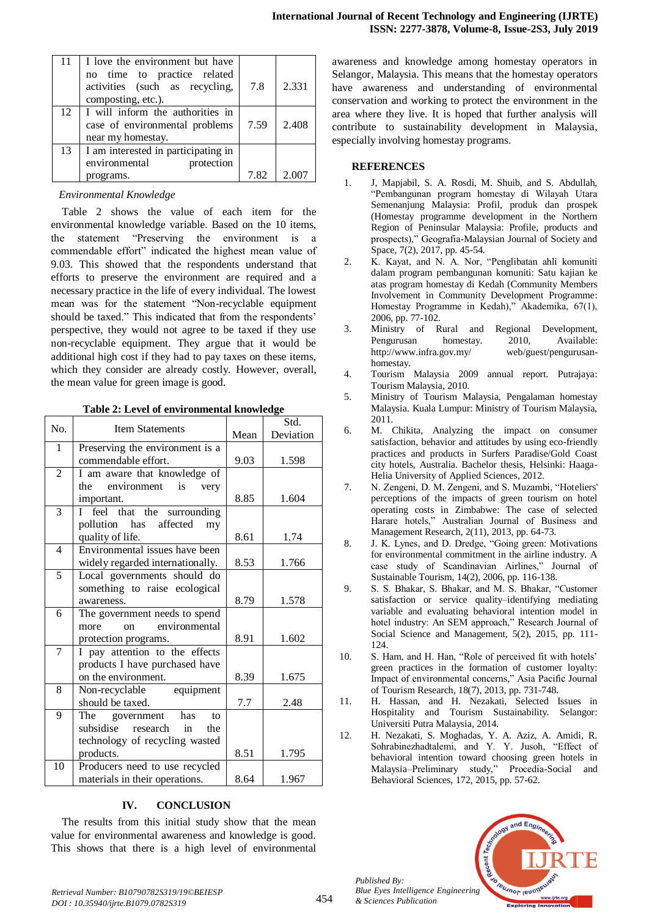| | | | |
|---|---|---|---|
| 11 | I love the environment but have no time to practice related activities (such as recycling, composting, etc.). | 7.8 | 2.331 |
| 12 | I will inform the authorities in case of environmental problems near my homestay. | 7.59 | 2.408 |
| 13 | I am interested in participating in environmental protection programs. | 7.82 | 2.007 |

*Environmental Knowledge*

Table 2 shows the value of each item for the environmental knowledge variable. Based on the 10 items, the statement "Preserving the environment is a commendable effort" indicated the highest mean value of 9.03. This showed that the respondents understand that efforts to preserve the environment are required and a necessary practice in the life of every individual. The lowest mean was for the statement "Non-recyclable equipment should be taxed." This indicated that from the respondents' perspective, they would not agree to be taxed if they use non-recyclable equipment. They argue that it would be additional high cost if they had to pay taxes on these items, which they consider are already costly. However, overall, the mean value for green image is good.

**Table 2: Level of environmental knowledge**

| No. | Item Statements | Mean | Std. Deviation |
|---|---|---|---|
| 1 | Preserving the environment is a commendable effort. | 9.03 | 1.598 |
| 2 | I am aware that knowledge of the environment is very important. | 8.85 | 1.604 |
| 3 | I feel that the surrounding pollution has affected my quality of life. | 8.61 | 1.74 |
| 4 | Environmental issues have been widely regarded internationally. | 8.53 | 1.766 |
| 5 | Local governments should do something to raise ecological awareness. | 8.79 | 1.578 |
| 6 | The government needs to spend more on environmental protection programs. | 8.91 | 1.602 |
| 7 | I pay attention to the effects products I have purchased have on the environment. | 8.39 | 1.675 |
| 8 | Non-recyclable equipment should be taxed. | 7.7 | 2.48 |
| 9 | The government has to subsidise research in the technology of recycling wasted products. | 8.51 | 1.795 |
| 10 | Producers need to use recycled materials in their operations. | 8.64 | 1.967 |

## IV. CONCLUSION

The results from this initial study show that the mean value for environmental awareness and knowledge is good. This shows that there is a high level of environmental awareness and knowledge among homestay operators in Selangor, Malaysia. This means that the homestay operators have awareness and understanding of environmental conservation and working to protect the environment in the area where they live. It is hoped that further analysis will contribute to sustainability development in Malaysia, especially involving homestay programs.

## REFERENCES

1. J, Mapjabil, S. A. Rosdi, M. Shuib, and S. Abdullah, "Pembangunan program homestay di Wilayah Utara Semenanjung Malaysia: Profil, produk dan prospek (Homestay programme development in the Northern Region of Peninsular Malaysia: Profile, products and prospects)," Geografia-Malaysian Journal of Society and Space, 7(2), 2017, pp. 45-54.
2. K. Kayat, and N. A. Nor, "Penglibatan ahli komuniti dalam program pembangunan komuniti: Satu kajian ke atas program homestay di Kedah (Community Members Involvement in Community Development Programme: Homestay Programme in Kedah)," Akademika, 67(1), 2006, pp. 77-102.
3. Ministry of Rural and Regional Development, Pengurusan homestay. 2010, Available: http://www.infra.gov.my/ web/guest/pengurusan-homestay.
4. Tourism Malaysia 2009 annual report. Putrajaya: Tourism Malaysia, 2010.
5. Ministry of Tourism Malaysia, Pengalaman homestay Malaysia. Kuala Lumpur: Ministry of Tourism Malaysia, 2011.
6. M. Chikita, Analyzing the impact on consumer satisfaction, behavior and attitudes by using eco-friendly practices and products in Surfers Paradise/Gold Coast city hotels, Australia. Bachelor thesis, Helsinki: Haaga-Helia University of Applied Sciences, 2012.
7. N. Zengeni, D. M. Zengeni, and S. Muzambi, "Hoteliers' perceptions of the impacts of green tourism on hotel operating costs in Zimbabwe: The case of selected Harare hotels," Australian Journal of Business and Management Research, 2(11), 2013, pp. 64-73.
8. J. K. Lynes, and D. Dredge, "Going green: Motivations for environmental commitment in the airline industry. A case study of Scandinavian Airlines," Journal of Sustainable Tourism, 14(2), 2006, pp. 116-138.
9. S. S. Bhakar, S. Bhakar, and M. S. Bhakar, "Customer satisfaction or service quality–identifying mediating variable and evaluating behavioral intention model in hotel industry: An SEM approach," Research Journal of Social Science and Management, 5(2), 2015, pp. 111-124.
10. S. Ham, and H. Han, "Role of perceived fit with hotels' green practices in the formation of customer loyalty: Impact of environmental concerns," Asia Pacific Journal of Tourism Research, 18(7), 2013, pp. 731-748.
11. H. Hassan, and H. Nezakati, Selected Issues in Hospitality and Tourism Sustainability. Selangor: Universiti Putra Malaysia, 2014.
12. H. Nezakati, S. Moghadas, Y. A. Aziz, A. Amidi, R. Sohrabinezhadtalemi, and Y. Y. Jusoh, "Effect of behavioral intention toward choosing green hotels in Malaysia–Preliminary study," Procedia-Social and Behavioral Sciences, 172, 2015, pp. 57-62.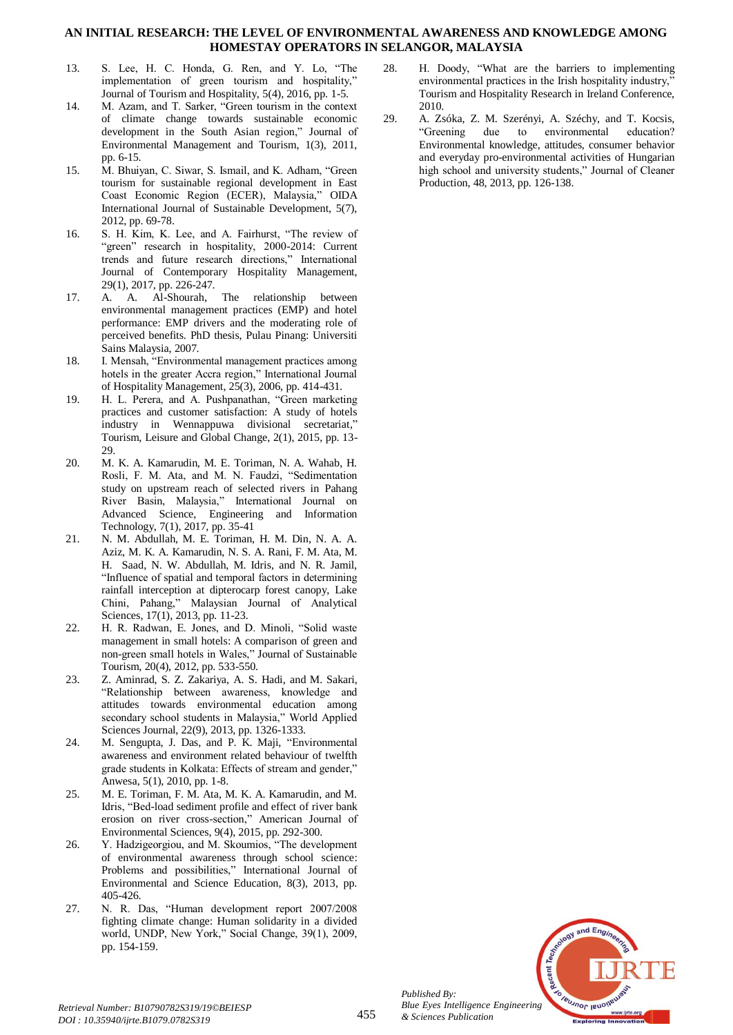13. S. Lee, H. C. Honda, G. Ren, and Y. Lo, "The implementation of green tourism and hospitality," Journal of Tourism and Hospitality, 5(4), 2016, pp. 1-5.
14. M. Azam, and T. Sarker, "Green tourism in the context of climate change towards sustainable economic development in the South Asian region," Journal of Environmental Management and Tourism, 1(3), 2011, pp. 6-15.
15. M. Bhuiyan, C. Siwar, S. Ismail, and K. Adham, "Green tourism for sustainable regional development in East Coast Economic Region (ECER), Malaysia," OIDA International Journal of Sustainable Development, 5(7), 2012, pp. 69-78.
16. S. H. Kim, K. Lee, and A. Fairhurst, "The review of "green" research in hospitality, 2000-2014: Current trends and future research directions," International Journal of Contemporary Hospitality Management, 29(1), 2017, pp. 226-247.
17. A. A. Al-Shourah, The relationship between environmental management practices (EMP) and hotel performance: EMP drivers and the moderating role of perceived benefits. PhD thesis, Pulau Pinang: Universiti Sains Malaysia, 2007.
18. I. Mensah, "Environmental management practices among hotels in the greater Accra region," International Journal of Hospitality Management, 25(3), 2006, pp. 414-431.
19. H. L. Perera, and A. Pushpanathan, "Green marketing practices and customer satisfaction: A study of hotels industry in Wennappuwa divisional secretariat," Tourism, Leisure and Global Change, 2(1), 2015, pp. 13-29.
20. M. K. A. Kamarudin, M. E. Toriman, N. A. Wahab, H. Rosli, F. M. Ata, and M. N. Faudzi, "Sedimentation study on upstream reach of selected rivers in Pahang River Basin, Malaysia," International Journal on Advanced Science, Engineering and Information Technology, 7(1), 2017, pp. 35-41
21. N. M. Abdullah, M. E. Toriman, H. M. Din, N. A. A. Aziz, M. K. A. Kamarudin, N. S. A. Rani, F. M. Ata, M. H. Saad, N. W. Abdullah, M. Idris, and N. R. Jamil, "Influence of spatial and temporal factors in determining rainfall interception at dipterocarp forest canopy, Lake Chini, Pahang," Malaysian Journal of Analytical Sciences, 17(1), 2013, pp. 11-23.
22. H. R. Radwan, E. Jones, and D. Minoli, "Solid waste management in small hotels: A comparison of green and non-green small hotels in Wales," Journal of Sustainable Tourism, 20(4), 2012, pp. 533-550.
23. Z. Aminrad, S. Z. Zakariya, A. S. Hadi, and M. Sakari, "Relationship between awareness, knowledge and attitudes towards environmental education among secondary school students in Malaysia," World Applied Sciences Journal, 22(9), 2013, pp. 1326-1333.
24. M. Sengupta, J. Das, and P. K. Maji, "Environmental awareness and environment related behaviour of twelfth grade students in Kolkata: Effects of stream and gender," Anwesa, 5(1), 2010, pp. 1-8.
25. M. E. Toriman, F. M. Ata, M. K. A. Kamarudin, and M. Idris, "Bed-load sediment profile and effect of river bank erosion on river cross-section," American Journal of Environmental Sciences, 9(4), 2015, pp. 292-300.
26. Y. Hadzigeorgiou, and M. Skoumios, "The development of environmental awareness through school science: Problems and possibilities," International Journal of Environmental and Science Education, 8(3), 2013, pp. 405-426.
27. N. R. Das, "Human development report 2007/2008 fighting climate change: Human solidarity in a divided world, UNDP, New York," Social Change, 39(1), 2009, pp. 154-159.
28. H. Doody, "What are the barriers to implementing environmental practices in the Irish hospitality industry," Tourism and Hospitality Research in Ireland Conference, 2010.
29. A. Zsóka, Z. M. Szerényi, A. Széchy, and T. Kocsis, "Greening due to environmental education? Environmental knowledge, attitudes, consumer behavior and everyday pro-environmental activities of Hungarian high school and university students," Journal of Cleaner Production, 48, 2013, pp. 126-138.